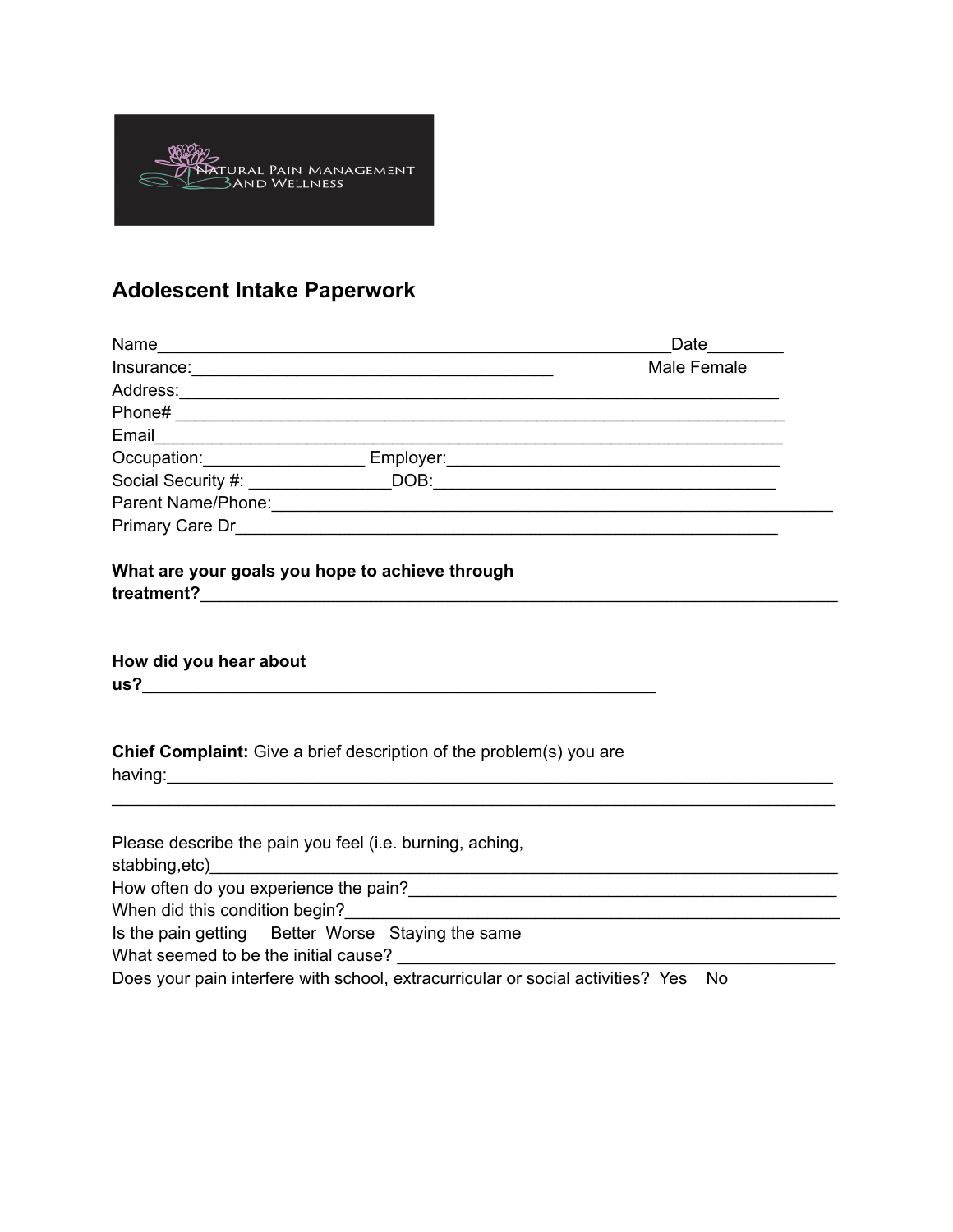NATURAL PAIN MANAGEMENT AND WELLNESS

## Adolescent Intake Paperwork

Name_______________________________________________________Date________
Insurance:_______________________________________ Male Female
Address:_________________________________________________________________
Phone# __________________________________________________________________
Email____________________________________________________________________
Occupation:_________________ Employer:____________________________________
Social Security #: _______________DOB:_____________________________________
Parent Name/Phone:_________________________________________________________
Primary Care Dr___________________________________________________________

**What are your goals you hope to achieve through treatment?**_____________________________________________________________________

**How did you hear about us?**________________________________________________________

**Chief Complaint:** Give a brief description of the problem(s) you are having:_____________________________________________________________________
_____________________________________________________________________________

Please describe the pain you feel (i.e. burning, aching, stabbing,etc)___________________________________________________________
How often do you experience the pain?_____________________________________________
When did this condition begin?____________________________________________________
Is the pain getting Better Worse Staying the same
What seemed to be the initial cause? ______________________________________________
Does your pain interfere with school, extracurricular or social activities? Yes No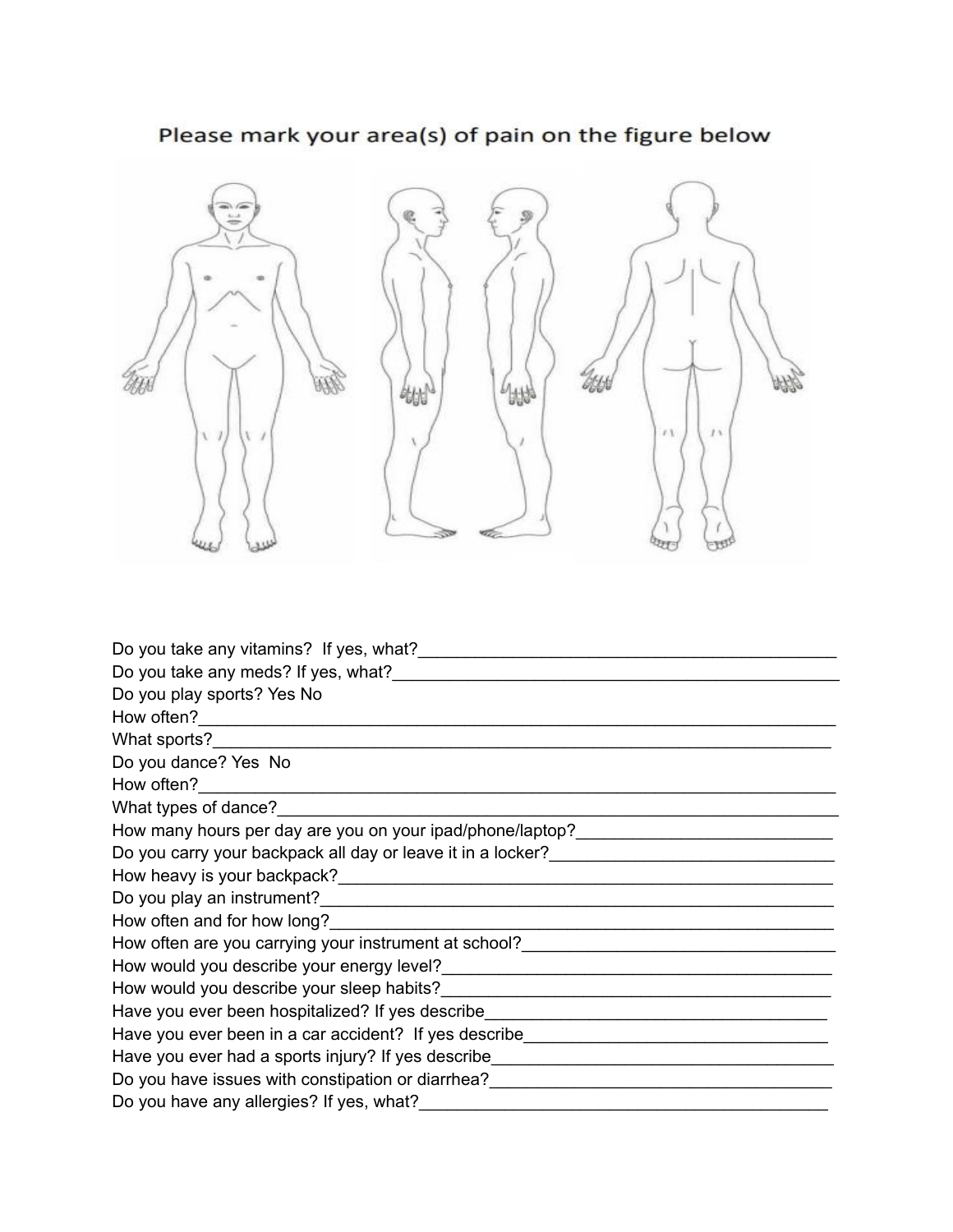## Please mark your area(s) of pain on the figure below

Do you take any vitamins? If yes, what?_____________________________________________

Do you take any meds? If yes, what?________________________________________________

Do you play sports? Yes No

How often?_____________________________________________________________________

What sports?___________________________________________________________________

Do you dance? Yes No

How often?_____________________________________________________________________

What types of dance?_____________________________________________________________

How many hours per day are you on your ipad/phone/laptop?___________________________

Do you carry your backpack all day or leave it in a locker?_______________________________

How heavy is your backpack?_______________________________________________________

Do you play an instrument?_________________________________________________________

How often and for how long?________________________________________________________

How often are you carrying your instrument at school?__________________________________

How would you describe your energy level?____________________________________________

How would you describe your sleep habits?____________________________________________

Have you ever been hospitalized? If yes describe_______________________________________

Have you ever been in a car accident? If yes describe___________________________________

Have you ever had a sports injury? If yes describe______________________________________

Do you have issues with constipation or diarrhea?______________________________________

Do you have any allergies? If yes, what?______________________________________________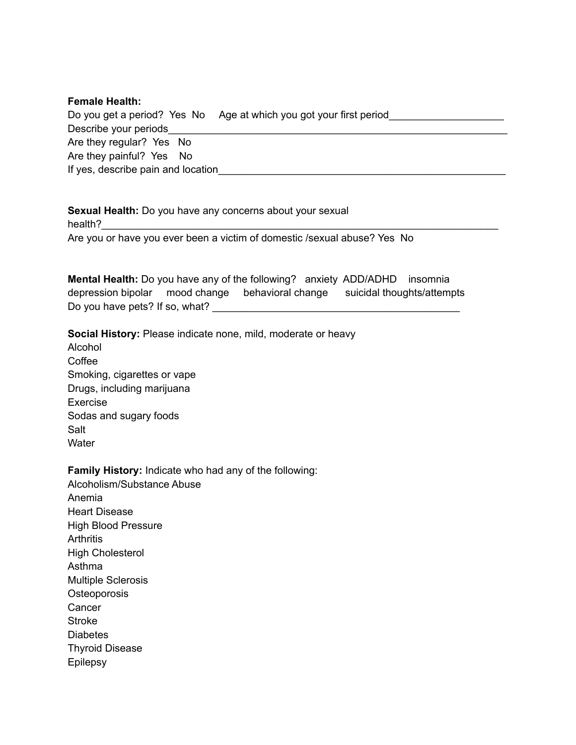**Female Health:**
Do you get a period? Yes No Age at which you got your first period____________________
Describe your periods_____________________________________________________________
Are they regular? Yes No
Are they painful? Yes No
If yes, describe pain and location_____________________________________________________

**Sexual Health:** Do you have any concerns about your sexual health?_____________________________________________________________________
Are you or have you ever been a victim of domestic /sexual abuse? Yes No

**Mental Health:** Do you have any of the following? anxiety ADD/ADHD insomnia depression bipolar mood change behavioral change suicidal thoughts/attempts
Do you have pets? If so, what? ____________________________________________

**Social History:** Please indicate none, mild, moderate or heavy
Alcohol
Coffee
Smoking, cigarettes or vape
Drugs, including marijuana
Exercise
Sodas and sugary foods
Salt
Water

**Family History:** Indicate who had any of the following:
Alcoholism/Substance Abuse
Anemia
Heart Disease
High Blood Pressure
Arthritis
High Cholesterol
Asthma
Multiple Sclerosis
Osteoporosis
Cancer
Stroke
Diabetes
Thyroid Disease
Epilepsy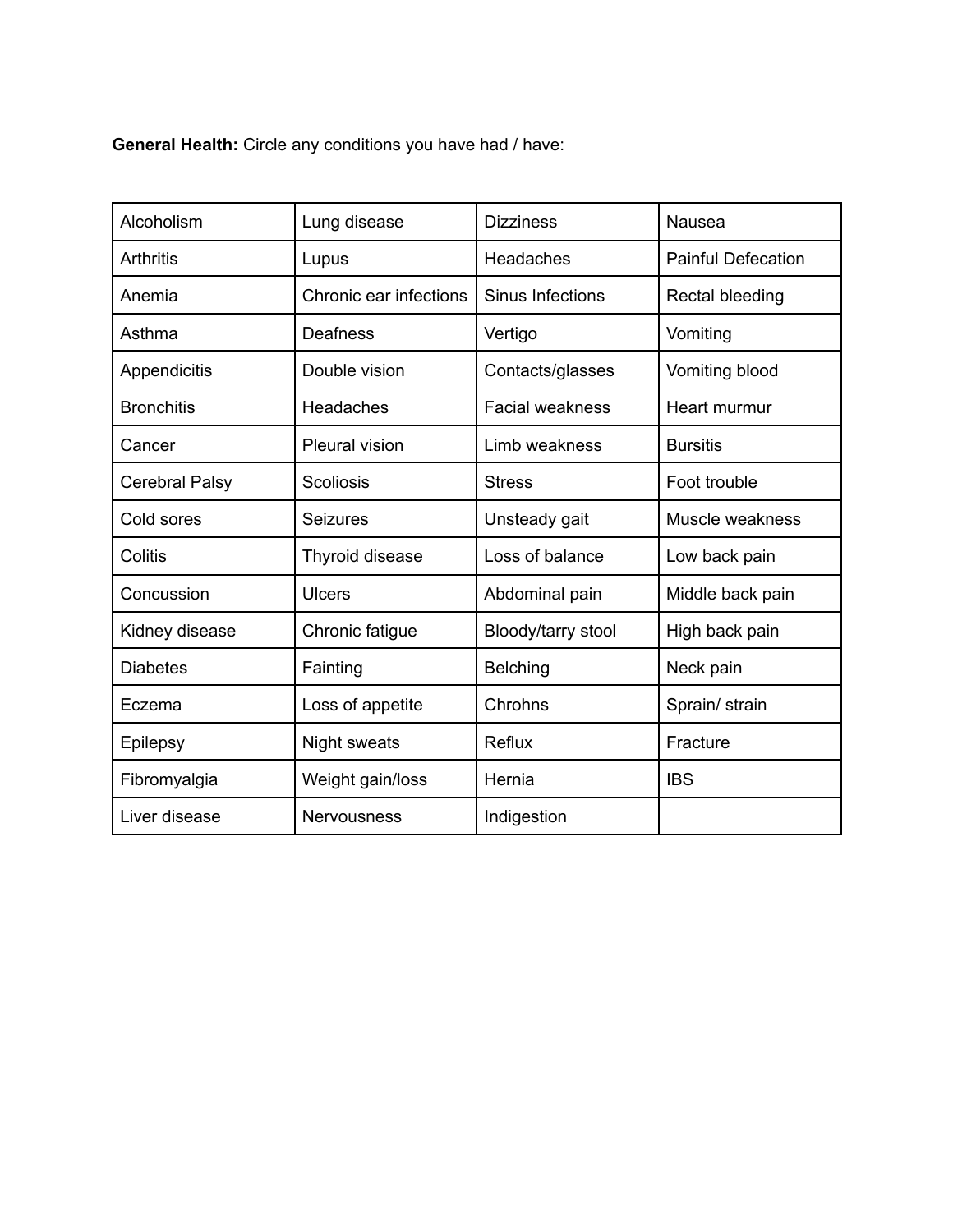**General Health:** Circle any conditions you have had / have:

| Alcoholism | Lung disease | Dizziness | Nausea |
|---|---|---|---|
| Arthritis | Lupus | Headaches | Painful Defecation |
| Anemia | Chronic ear infections | Sinus Infections | Rectal bleeding |
| Asthma | Deafness | Vertigo | Vomiting |
| Appendicitis | Double vision | Contacts/glasses | Vomiting blood |
| Bronchitis | Headaches | Facial weakness | Heart murmur |
| Cancer | Pleural vision | Limb weakness | Bursitis |
| Cerebral Palsy | Scoliosis | Stress | Foot trouble |
| Cold sores | Seizures | Unsteady gait | Muscle weakness |
| Colitis | Thyroid disease | Loss of balance | Low back pain |
| Concussion | Ulcers | Abdominal pain | Middle back pain |
| Kidney disease | Chronic fatigue | Bloody/tarry stool | High back pain |
| Diabetes | Fainting | Belching | Neck pain |
| Eczema | Loss of appetite | Chrohns | Sprain/ strain |
| Epilepsy | Night sweats | Reflux | Fracture |
| Fibromyalgia | Weight gain/loss | Hernia | IBS |
| Liver disease | Nervousness | Indigestion | |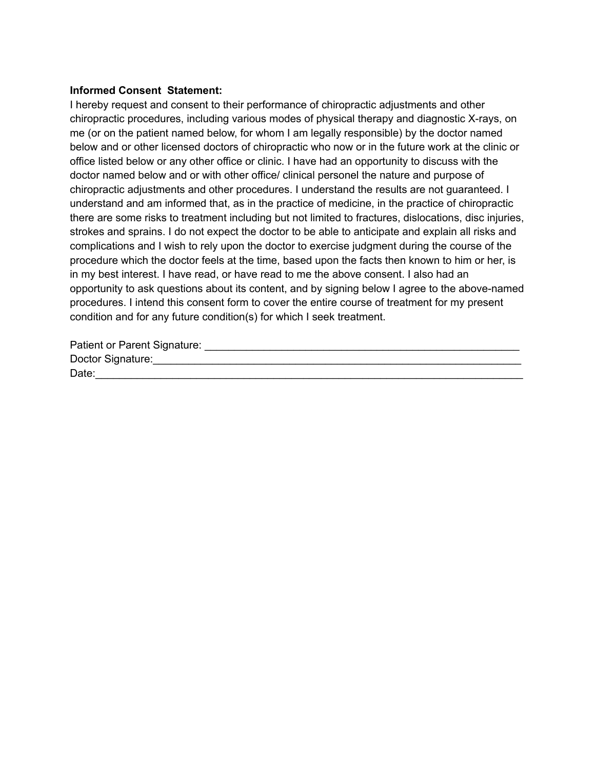**Informed Consent  Statement:**

I hereby request and consent to their performance of chiropractic adjustments and other chiropractic procedures, including various modes of physical therapy and diagnostic X-rays, on me (or on the patient named below, for whom I am legally responsible) by the doctor named below and or other licensed doctors of chiropractic who now or in the future work at the clinic or office listed below or any other office or clinic. I have had an opportunity to discuss with the doctor named below and or with other office/ clinical personel the nature and purpose of chiropractic adjustments and other procedures. I understand the results are not guaranteed. I understand and am informed that, as in the practice of medicine, in the practice of chiropractic there are some risks to treatment including but not limited to fractures, dislocations, disc injuries, strokes and sprains. I do not expect the doctor to be able to anticipate and explain all risks and complications and I wish to rely upon the doctor to exercise judgment during the course of the procedure which the doctor feels at the time, based upon the facts then known to him or her, is in my best interest. I have read, or have read to me the above consent. I also had an opportunity to ask questions about its content, and by signing below I agree to the above-named procedures. I intend this consent form to cover the entire course of treatment for my present condition and for any future condition(s) for which I seek treatment.

Patient or Parent Signature: ____________________________________________________

Doctor Signature:_________________________________________________________

Date:_____________________________________________________________________